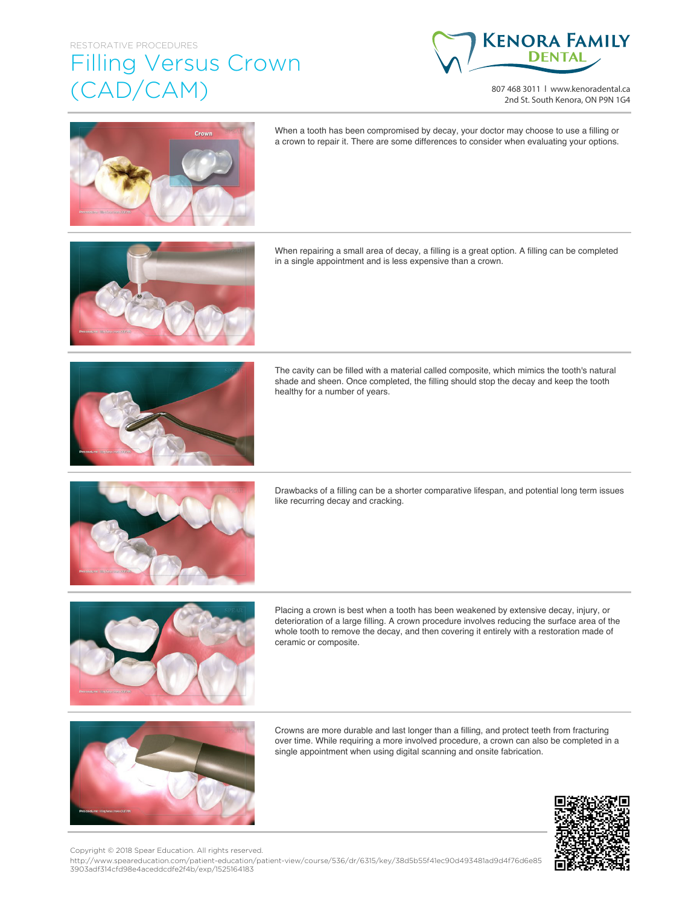RESTORATIVE PROCEDURES

# Filling Versus Crown (CAD/CAM)

**KENORA FAMILY DENTAL**

807 468 3011 | www.kenoradental.ca
2nd St. South Kenora, ON P9N 1G4

When a tooth has been compromised by decay, your doctor may choose to use a filling or a crown to repair it. There are some differences to consider when evaluating your options.

When repairing a small area of decay, a filling is a great option. A filling can be completed in a single appointment and is less expensive than a crown.

The cavity can be filled with a material called composite, which mimics the tooth's natural shade and sheen. Once completed, the filling should stop the decay and keep the tooth healthy for a number of years.

Drawbacks of a filling can be a shorter comparative lifespan, and potential long term issues like recurring decay and cracking.

Placing a crown is best when a tooth has been weakened by extensive decay, injury, or deterioration of a large filling. A crown procedure involves reducing the surface area of the whole tooth to remove the decay, and then covering it entirely with a restoration made of ceramic or composite.

Crowns are more durable and last longer than a filling, and protect teeth from fracturing over time. While requiring a more involved procedure, a crown can also be completed in a single appointment when using digital scanning and onsite fabrication.

Copyright © 2018 Spear Education. All rights reserved.
http://www.speareducation.com/patient-education/patient-view/course/536/dr/6315/key/38d5b55f41ec90d493481ad9d4f76d6e853903adf314cfd98e4aceddcdfe2f4b/exp/1525164183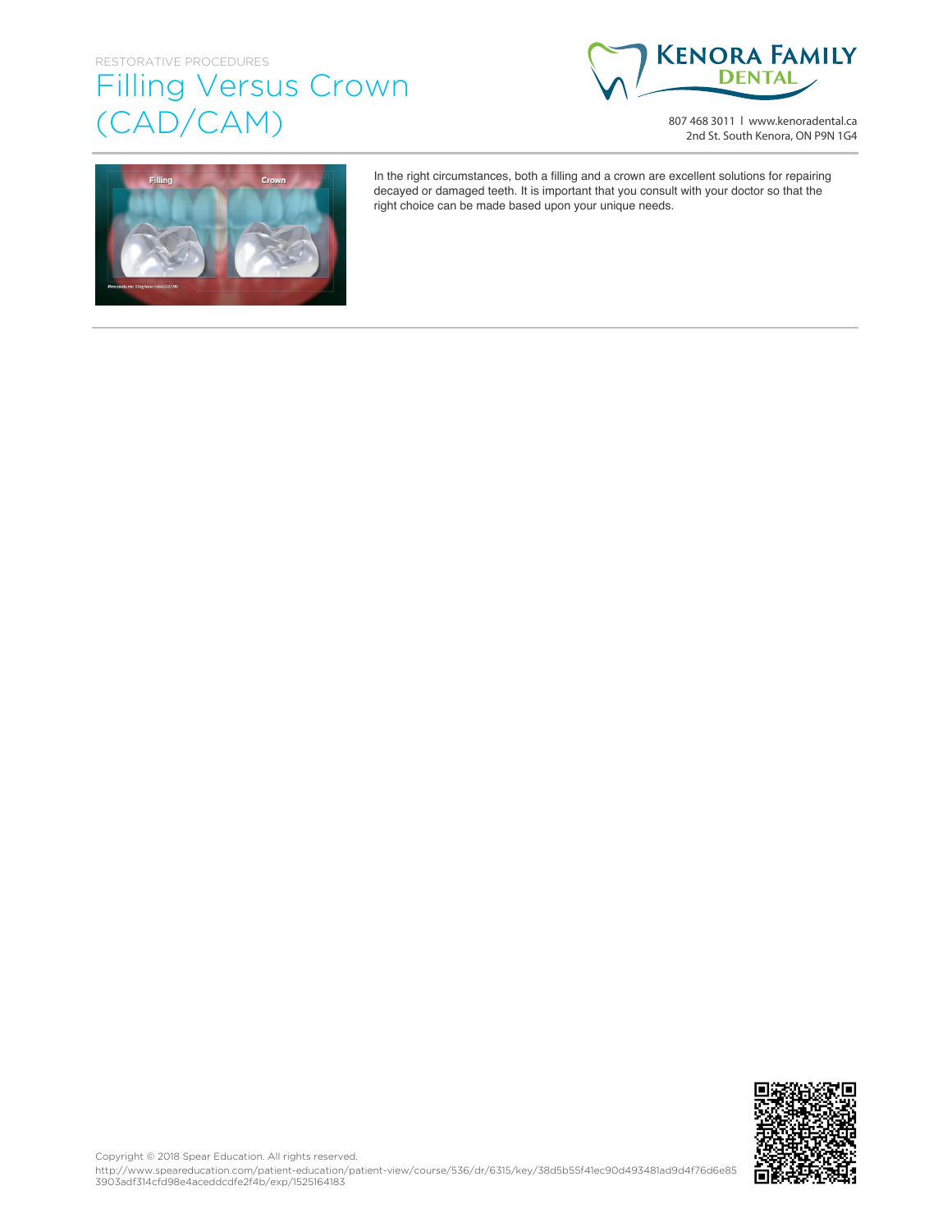RESTORATIVE PROCEDURES

# Filling Versus Crown (CAD/CAM)

807 468 3011 | www.kenoradental.ca
2nd St. South Kenora, ON P9N 1G4

In the right circumstances, both a filling and a crown are excellent solutions for repairing decayed or damaged teeth. It is important that you consult with your doctor so that the right choice can be made based upon your unique needs.

Copyright © 2018 Spear Education. All rights reserved.
http://www.speareducation.com/patient-education/patient-view/course/536/dr/6315/key/38d5b55f41ec90d493481ad9d4f76d6e853903adf314cfd98e4aceddcdfe2f4b/exp/1525164183